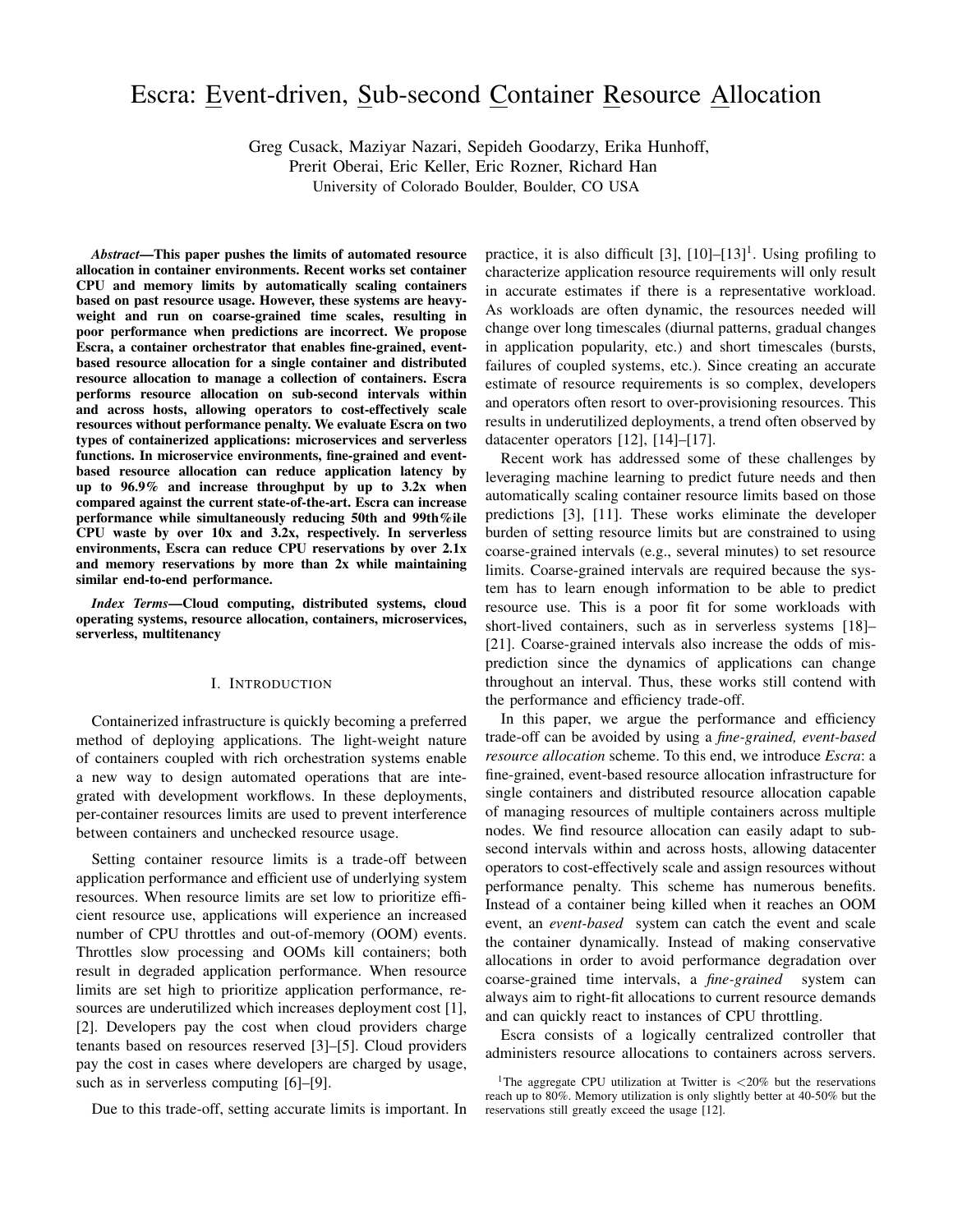# Escra: Event-driven, Sub-second Container Resource Allocation

Greg Cusack, Maziyar Nazari, Sepideh Goodarzy, Erika Hunhoff, Prerit Oberai, Eric Keller, Eric Rozner, Richard Han
University of Colorado Boulder, Boulder, CO USA

***Abstract*—This paper pushes the limits of automated resource allocation in container environments. Recent works set container CPU and memory limits by automatically scaling containers based on past resource usage. However, these systems are heavy-weight and run on coarse-grained time scales, resulting in poor performance when predictions are incorrect. We propose Escra, a container orchestrator that enables fine-grained, event-based resource allocation for a single container and distributed resource allocation to manage a collection of containers. Escra performs resource allocation on sub-second intervals within and across hosts, allowing operators to cost-effectively scale resources without performance penalty. We evaluate Escra on two types of containerized applications: microservices and serverless functions. In microservice environments, fine-grained and event-based resource allocation can reduce application latency by up to 96.9% and increase throughput by up to 3.2x when compared against the current state-of-the-art. Escra can increase performance while simultaneously reducing 50th and 99th%ile CPU waste by over 10x and 3.2x, respectively. In serverless environments, Escra can reduce CPU reservations by over 2.1x and memory reservations by more than 2x while maintaining similar end-to-end performance.**

***Index Terms*—Cloud computing, distributed systems, cloud operating systems, resource allocation, containers, microservices, serverless, multitenancy**

## I. Introduction

Containerized infrastructure is quickly becoming a preferred method of deploying applications. The light-weight nature of containers coupled with rich orchestration systems enable a new way to design automated operations that are integrated with development workflows. In these deployments, per-container resources limits are used to prevent interference between containers and unchecked resource usage.

Setting container resource limits is a trade-off between application performance and efficient use of underlying system resources. When resource limits are set low to prioritize efficient resource use, applications will experience an increased number of CPU throttles and out-of-memory (OOM) events. Throttles slow processing and OOMs kill containers; both result in degraded application performance. When resource limits are set high to prioritize application performance, resources are underutilized which increases deployment cost [1], [2]. Developers pay the cost when cloud providers charge tenants based on resources reserved [3]–[5]. Cloud providers pay the cost in cases where developers are charged by usage, such as in serverless computing [6]–[9].

Due to this trade-off, setting accurate limits is important. In practice, it is also difficult [3], [10]–[13][1]. Using profiling to characterize application resource requirements will only result in accurate estimates if there is a representative workload. As workloads are often dynamic, the resources needed will change over long timescales (diurnal patterns, gradual changes in application popularity, etc.) and short timescales (bursts, failures of coupled systems, etc.). Since creating an accurate estimate of resource requirements is so complex, developers and operators often resort to over-provisioning resources. This results in underutilized deployments, a trend often observed by datacenter operators [12], [14]–[17].

Recent work has addressed some of these challenges by leveraging machine learning to predict future needs and then automatically scaling container resource limits based on those predictions [3], [11]. These works eliminate the developer burden of setting resource limits but are constrained to using coarse-grained intervals (e.g., several minutes) to set resource limits. Coarse-grained intervals are required because the system has to learn enough information to be able to predict resource use. This is a poor fit for some workloads with short-lived containers, such as in serverless systems [18]–[21]. Coarse-grained intervals also increase the odds of misprediction since the dynamics of applications can change throughout an interval. Thus, these works still contend with the performance and efficiency trade-off.

In this paper, we argue the performance and efficiency trade-off can be avoided by using a *fine-grained, event-based resource allocation* scheme. To this end, we introduce *Escra*: a fine-grained, event-based resource allocation infrastructure for single containers and distributed resource allocation capable of managing resources of multiple containers across multiple nodes. We find resource allocation can easily adapt to sub-second intervals within and across hosts, allowing datacenter operators to cost-effectively scale and assign resources without performance penalty. This scheme has numerous benefits. Instead of a container being killed when it reaches an OOM event, an *event-based* system can catch the event and scale the container dynamically. Instead of making conservative allocations in order to avoid performance degradation over coarse-grained time intervals, a *fine-grained* system can always aim to right-fit allocations to current resource demands and can quickly react to instances of CPU throttling.

Escra consists of a logically centralized controller that administers resource allocations to containers across servers.

[1] The aggregate CPU utilization at Twitter is <20% but the reservations reach up to 80%. Memory utilization is only slightly better at 40-50% but the reservations still greatly exceed the usage [12].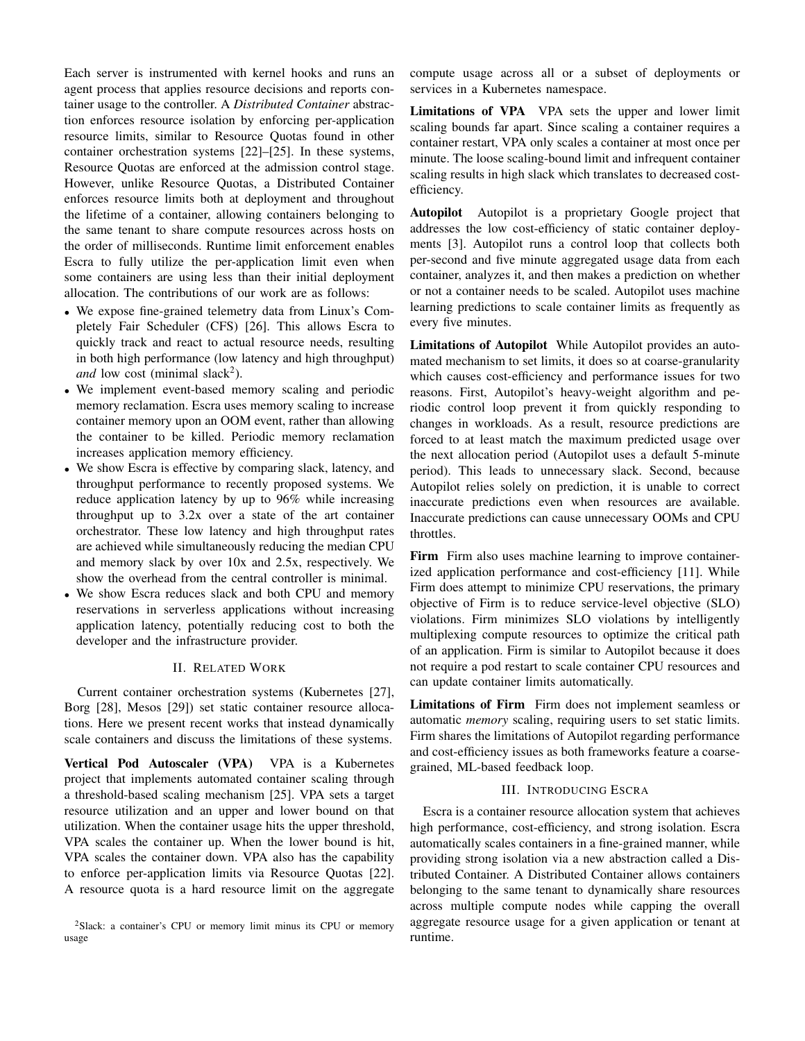Each server is instrumented with kernel hooks and runs an agent process that applies resource decisions and reports container usage to the controller. A *Distributed Container* abstraction enforces resource isolation by enforcing per-application resource limits, similar to Resource Quotas found in other container orchestration systems [22]–[25]. In these systems, Resource Quotas are enforced at the admission control stage. However, unlike Resource Quotas, a Distributed Container enforces resource limits both at deployment and throughout the lifetime of a container, allowing containers belonging to the same tenant to share compute resources across hosts on the order of milliseconds. Runtime limit enforcement enables Escra to fully utilize the per-application limit even when some containers are using less than their initial deployment allocation. The contributions of our work are as follows:

- We expose fine-grained telemetry data from Linux's Completely Fair Scheduler (CFS) [26]. This allows Escra to quickly track and react to actual resource needs, resulting in both high performance (low latency and high throughput) *and* low cost (minimal slack[2]).
- We implement event-based memory scaling and periodic memory reclamation. Escra uses memory scaling to increase container memory upon an OOM event, rather than allowing the container to be killed. Periodic memory reclamation increases application memory efficiency.
- We show Escra is effective by comparing slack, latency, and throughput performance to recently proposed systems. We reduce application latency by up to 96% while increasing throughput up to 3.2x over a state of the art container orchestrator. These low latency and high throughput rates are achieved while simultaneously reducing the median CPU and memory slack by over 10x and 2.5x, respectively. We show the overhead from the central controller is minimal.
- We show Escra reduces slack and both CPU and memory reservations in serverless applications without increasing application latency, potentially reducing cost to both the developer and the infrastructure provider.

## II. Related Work

Current container orchestration systems (Kubernetes [27], Borg [28], Mesos [29]) set static container resource allocations. Here we present recent works that instead dynamically scale containers and discuss the limitations of these systems.

**Vertical Pod Autoscaler (VPA)** VPA is a Kubernetes project that implements automated container scaling through a threshold-based scaling mechanism [25]. VPA sets a target resource utilization and an upper and lower bound on that utilization. When the container usage hits the upper threshold, VPA scales the container up. When the lower bound is hit, VPA scales the container down. VPA also has the capability to enforce per-application limits via Resource Quotas [22]. A resource quota is a hard resource limit on the aggregate compute usage across all or a subset of deployments or services in a Kubernetes namespace.

**Limitations of VPA** VPA sets the upper and lower limit scaling bounds far apart. Since scaling a container requires a container restart, VPA only scales a container at most once per minute. The loose scaling-bound limit and infrequent container scaling results in high slack which translates to decreased cost-efficiency.

**Autopilot** Autopilot is a proprietary Google project that addresses the low cost-efficiency of static container deployments [3]. Autopilot runs a control loop that collects both per-second and five minute aggregated usage data from each container, analyzes it, and then makes a prediction on whether or not a container needs to be scaled. Autopilot uses machine learning predictions to scale container limits as frequently as every five minutes.

**Limitations of Autopilot** While Autopilot provides an automated mechanism to set limits, it does so at coarse-granularity which causes cost-efficiency and performance issues for two reasons. First, Autopilot's heavy-weight algorithm and periodic control loop prevent it from quickly responding to changes in workloads. As a result, resource predictions are forced to at least match the maximum predicted usage over the next allocation period (Autopilot uses a default 5-minute period). This leads to unnecessary slack. Second, because Autopilot relies solely on prediction, it is unable to correct inaccurate predictions even when resources are available. Inaccurate predictions can cause unnecessary OOMs and CPU throttles.

**Firm** Firm also uses machine learning to improve containerized application performance and cost-efficiency [11]. While Firm does attempt to minimize CPU reservations, the primary objective of Firm is to reduce service-level objective (SLO) violations. Firm minimizes SLO violations by intelligently multiplexing compute resources to optimize the critical path of an application. Firm is similar to Autopilot because it does not require a pod restart to scale container CPU resources and can update container limits automatically.

**Limitations of Firm** Firm does not implement seamless or automatic *memory* scaling, requiring users to set static limits. Firm shares the limitations of Autopilot regarding performance and cost-efficiency issues as both frameworks feature a coarse-grained, ML-based feedback loop.

## III. Introducing Escra

Escra is a container resource allocation system that achieves high performance, cost-efficiency, and strong isolation. Escra automatically scales containers in a fine-grained manner, while providing strong isolation via a new abstraction called a Distributed Container. A Distributed Container allows containers belonging to the same tenant to dynamically share resources across multiple compute nodes while capping the overall aggregate resource usage for a given application or tenant at runtime.

[2]Slack: a container's CPU or memory limit minus its CPU or memory usage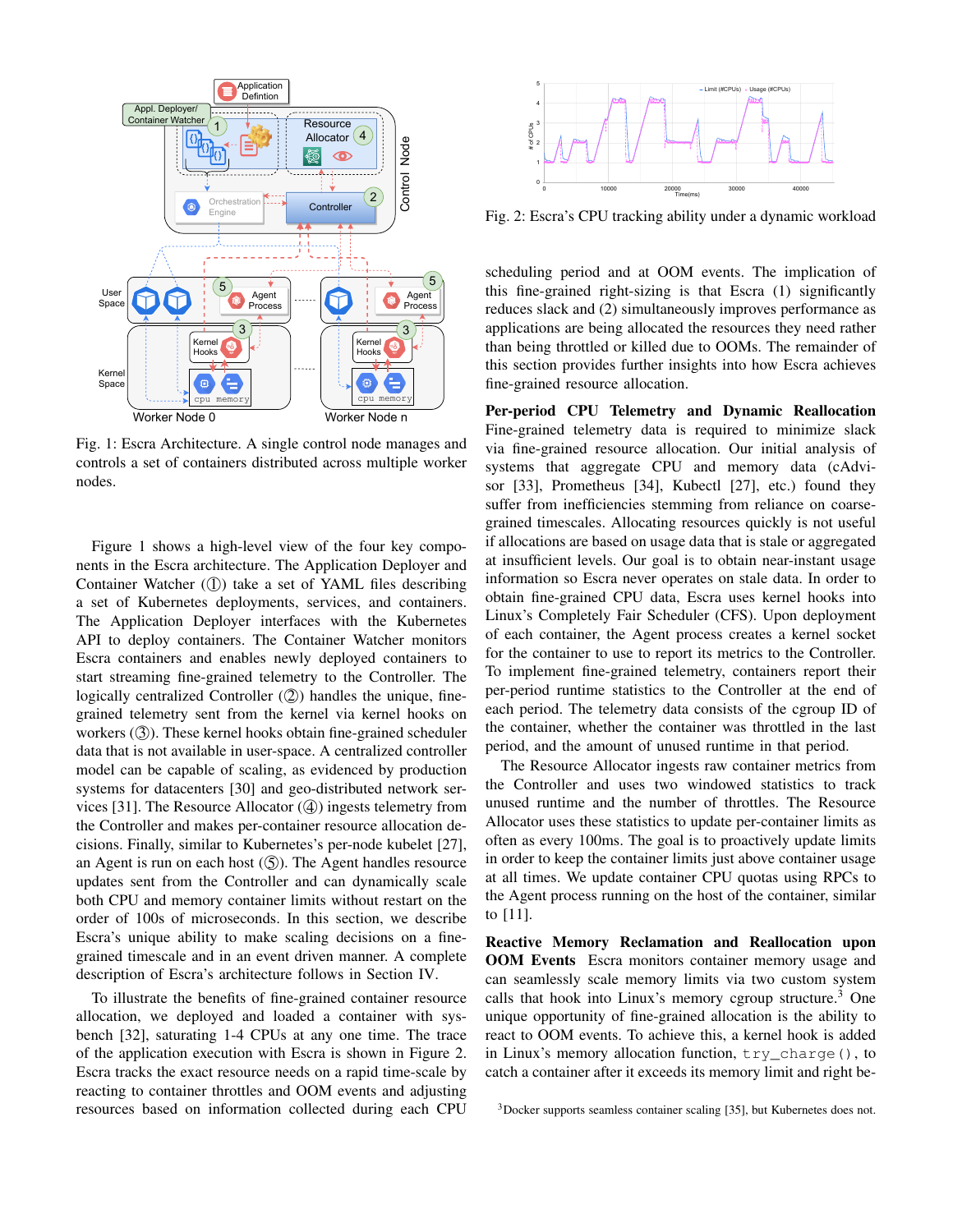Fig. 1: Escra Architecture. A single control node manages and controls a set of containers distributed across multiple worker nodes.

Figure 1 shows a high-level view of the four key components in the Escra architecture. The Application Deployer and Container Watcher (①) take a set of YAML files describing a set of Kubernetes deployments, services, and containers. The Application Deployer interfaces with the Kubernetes API to deploy containers. The Container Watcher monitors Escra containers and enables newly deployed containers to start streaming fine-grained telemetry to the Controller. The logically centralized Controller (②) handles the unique, fine-grained telemetry sent from the kernel via kernel hooks on workers (③). These kernel hooks obtain fine-grained scheduler data that is not available in user-space. A centralized controller model can be capable of scaling, as evidenced by production systems for datacenters [30] and geo-distributed network services [31]. The Resource Allocator (④) ingests telemetry from the Controller and makes per-container resource allocation decisions. Finally, similar to Kubernetes's per-node kubelet [27], an Agent is run on each host (⑤). The Agent handles resource updates sent from the Controller and can dynamically scale both CPU and memory container limits without restart on the order of 100s of microseconds. In this section, we describe Escra's unique ability to make scaling decisions on a fine-grained timescale and in an event driven manner. A complete description of Escra's architecture follows in Section IV.

To illustrate the benefits of fine-grained container resource allocation, we deployed and loaded a container with sysbench [32], saturating 1-4 CPUs at any one time. The trace of the application execution with Escra is shown in Figure 2. Escra tracks the exact resource needs on a rapid time-scale by reacting to container throttles and OOM events and adjusting resources based on information collected during each CPU scheduling period and at OOM events. The implication of this fine-grained right-sizing is that Escra (1) significantly reduces slack and (2) simultaneously improves performance as applications are being allocated the resources they need rather than being throttled or killed due to OOMs. The remainder of this section provides further insights into how Escra achieves fine-grained resource allocation.

Fig. 2: Escra's CPU tracking ability under a dynamic workload

**Per-period CPU Telemetry and Dynamic Reallocation** Fine-grained telemetry data is required to minimize slack via fine-grained resource allocation. Our initial analysis of systems that aggregate CPU and memory data (cAdvisor [33], Prometheus [34], Kubectl [27], etc.) found they suffer from inefficiencies stemming from reliance on coarse-grained timescales. Allocating resources quickly is not useful if allocations are based on usage data that is stale or aggregated at insufficient levels. Our goal is to obtain near-instant usage information so Escra never operates on stale data. In order to obtain fine-grained CPU data, Escra uses kernel hooks into Linux's Completely Fair Scheduler (CFS). Upon deployment of each container, the Agent process creates a kernel socket for the container to use to report its metrics to the Controller. To implement fine-grained telemetry, containers report their per-period runtime statistics to the Controller at the end of each period. The telemetry data consists of the cgroup ID of the container, whether the container was throttled in the last period, and the amount of unused runtime in that period.

The Resource Allocator ingests raw container metrics from the Controller and uses two windowed statistics to track unused runtime and the number of throttles. The Resource Allocator uses these statistics to update per-container limits as often as every 100ms. The goal is to proactively update limits in order to keep the container limits just above container usage at all times. We update container CPU quotas using RPCs to the Agent process running on the host of the container, similar to [11].

**Reactive Memory Reclamation and Reallocation upon OOM Events** Escra monitors container memory usage and can seamlessly scale memory limits via two custom system calls that hook into Linux's memory cgroup structure.[3] One unique opportunity of fine-grained allocation is the ability to react to OOM events. To achieve this, a kernel hook is added in Linux's memory allocation function, `try_charge()`, to catch a container after it exceeds its memory limit and right be-

[3]Docker supports seamless container scaling [35], but Kubernetes does not.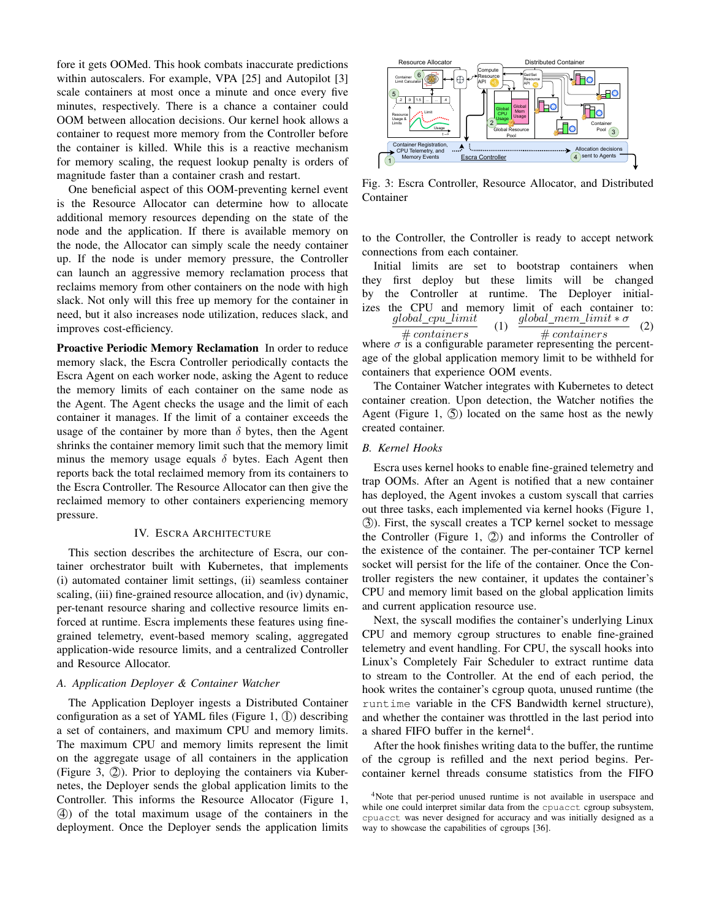fore it gets OOMed. This hook combats inaccurate predictions within autoscalers. For example, VPA [25] and Autopilot [3] scale containers at most once a minute and once every five minutes, respectively. There is a chance a container could OOM between allocation decisions. Our kernel hook allows a container to request more memory from the Controller before the container is killed. While this is a reactive mechanism for memory scaling, the request lookup penalty is orders of magnitude faster than a container crash and restart.

One beneficial aspect of this OOM-preventing kernel event is the Resource Allocator can determine how to allocate additional memory resources depending on the state of the node and the application. If there is available memory on the node, the Allocator can simply scale the needy container up. If the node is under memory pressure, the Controller can launch an aggressive memory reclamation process that reclaims memory from other containers on the node with high slack. Not only will this free up memory for the container in need, but it also increases node utilization, reduces slack, and improves cost-efficiency.

**Proactive Periodic Memory Reclamation** In order to reduce memory slack, the Escra Controller periodically contacts the Escra Agent on each worker node, asking the Agent to reduce the memory limits of each container on the same node as the Agent. The Agent checks the usage and the limit of each container it manages. If the limit of a container exceeds the usage of the container by more than $\delta$ bytes, then the Agent shrinks the container memory limit such that the memory limit minus the memory usage equals $\delta$ bytes. Each Agent then reports back the total reclaimed memory from its containers to the Escra Controller. The Resource Allocator can then give the reclaimed memory to other containers experiencing memory pressure.

## IV. Escra Architecture

This section describes the architecture of Escra, our container orchestrator built with Kubernetes, that implements (i) automated container limit settings, (ii) seamless container scaling, (iii) fine-grained resource allocation, and (iv) dynamic, per-tenant resource sharing and collective resource limits enforced at runtime. Escra implements these features using fine-grained telemetry, event-based memory scaling, aggregated application-wide resource limits, and a centralized Controller and Resource Allocator.

### A. Application Deployer & Container Watcher

The Application Deployer ingests a Distributed Container configuration as a set of YAML files (Figure 1, ①) describing a set of containers, and maximum CPU and memory limits. The maximum CPU and memory limits represent the limit on the aggregate usage of all containers in the application (Figure 3, ②). Prior to deploying the containers via Kubernetes, the Deployer sends the global application limits to the Controller. This informs the Resource Allocator (Figure 1, ④) of the total maximum usage of the containers in the deployment. Once the Deployer sends the application limits to the Controller, the Controller is ready to accept network connections from each container.

Fig. 3: Escra Controller, Resource Allocator, and Distributed Container

Initial limits are set to bootstrap containers when they first deploy but these limits will be changed by the Controller at runtime. The Deployer initializes the CPU and memory limit of each container to:

$$\frac{global\_cpu\_limit}{\#\, containers} \quad (1) \qquad \frac{global\_mem\_limit * \sigma}{\#\, containers} \quad (2)$$

where $\sigma$ is a configurable parameter representing the percentage of the global application memory limit to be withheld for containers that experience OOM events.

The Container Watcher integrates with Kubernetes to detect container creation. Upon detection, the Watcher notifies the Agent (Figure 1, ⑤) located on the same host as the newly created container.

### B. Kernel Hooks

Escra uses kernel hooks to enable fine-grained telemetry and trap OOMs. After an Agent is notified that a new container has deployed, the Agent invokes a custom syscall that carries out three tasks, each implemented via kernel hooks (Figure 1, ③). First, the syscall creates a TCP kernel socket to message the Controller (Figure 1, ②) and informs the Controller of the existence of the container. The per-container TCP kernel socket will persist for the life of the container. Once the Controller registers the new container, it updates the container's CPU and memory limit based on the global application limits and current application resource use.

Next, the syscall modifies the container's underlying Linux CPU and memory cgroup structures to enable fine-grained telemetry and event handling. For CPU, the syscall hooks into Linux's Completely Fair Scheduler to extract runtime data to stream to the Controller. At the end of each period, the hook writes the container's cgroup quota, unused runtime (the `runtime` variable in the CFS Bandwidth kernel structure), and whether the container was throttled in the last period into a shared FIFO buffer in the kernel[4].

After the hook finishes writing data to the buffer, the runtime of the cgroup is refilled and the next period begins. Per-container kernel threads consume statistics from the FIFO

[4] Note that per-period unused runtime is not available in userspace and while one could interpret similar data from the `cpuacct` cgroup subsystem, `cpuacct` was never designed for accuracy and was initially designed as a way to showcase the capabilities of cgroups [36].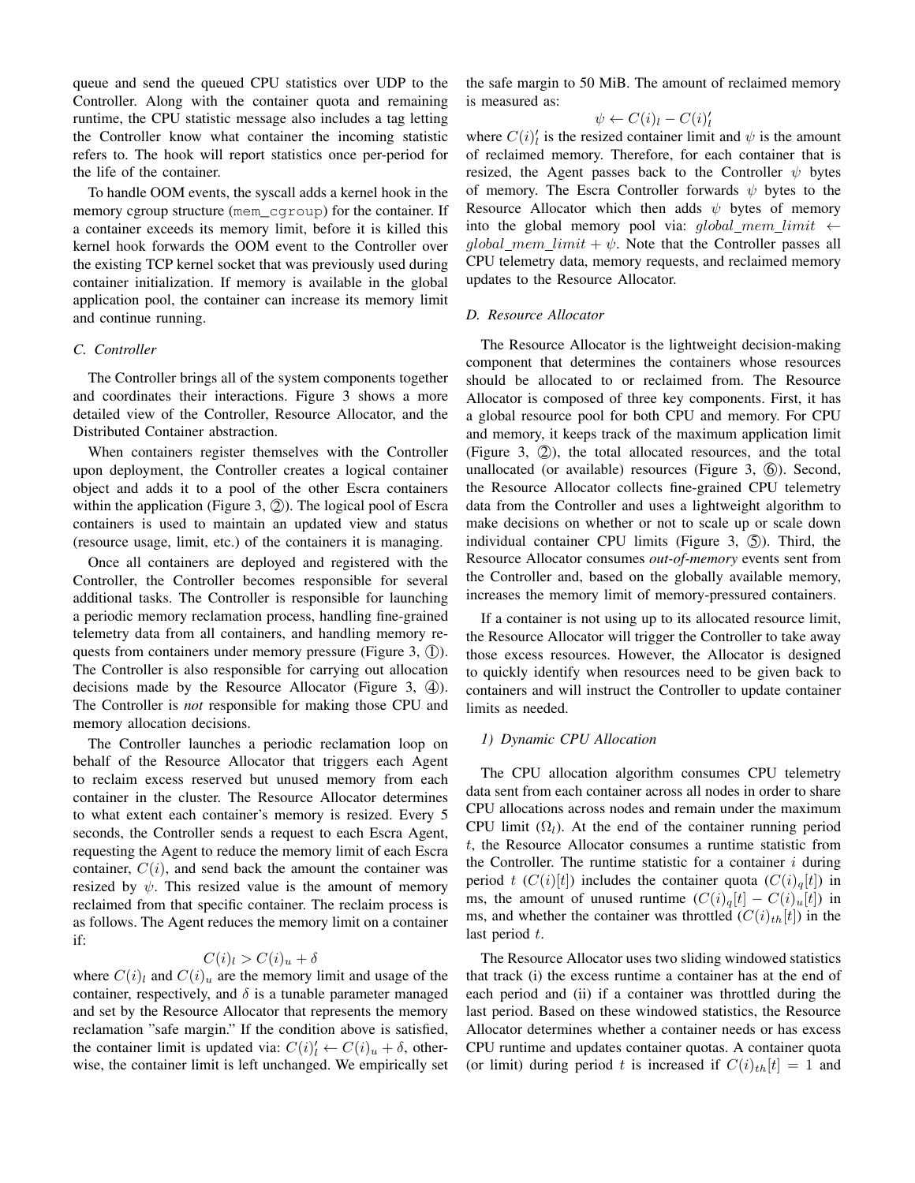queue and send the queued CPU statistics over UDP to the Controller. Along with the container quota and remaining runtime, the CPU statistic message also includes a tag letting the Controller know what container the incoming statistic refers to. The hook will report statistics once per-period for the life of the container.

To handle OOM events, the syscall adds a kernel hook in the memory cgroup structure (`mem_cgroup`) for the container. If a container exceeds its memory limit, before it is killed this kernel hook forwards the OOM event to the Controller over the existing TCP kernel socket that was previously used during container initialization. If memory is available in the global application pool, the container can increase its memory limit and continue running.

### C. Controller

The Controller brings all of the system components together and coordinates their interactions. Figure 3 shows a more detailed view of the Controller, Resource Allocator, and the Distributed Container abstraction.

When containers register themselves with the Controller upon deployment, the Controller creates a logical container object and adds it to a pool of the other Escra containers within the application (Figure 3, ②). The logical pool of Escra containers is used to maintain an updated view and status (resource usage, limit, etc.) of the containers it is managing.

Once all containers are deployed and registered with the Controller, the Controller becomes responsible for several additional tasks. The Controller is responsible for launching a periodic memory reclamation process, handling fine-grained telemetry data from all containers, and handling memory requests from containers under memory pressure (Figure 3, ①). The Controller is also responsible for carrying out allocation decisions made by the Resource Allocator (Figure 3, ④). The Controller is *not* responsible for making those CPU and memory allocation decisions.

The Controller launches a periodic reclamation loop on behalf of the Resource Allocator that triggers each Agent to reclaim excess reserved but unused memory from each container in the cluster. The Resource Allocator determines to what extent each container's memory is resized. Every 5 seconds, the Controller sends a request to each Escra Agent, requesting the Agent to reduce the memory limit of each Escra container, $C(i)$, and send back the amount the container was resized by $\psi$. This resized value is the amount of memory reclaimed from that specific container. The reclaim process is as follows. The Agent reduces the memory limit on a container if:

$$C(i)_l > C(i)_u + \delta$$

where $C(i)_l$ and $C(i)_u$ are the memory limit and usage of the container, respectively, and $\delta$ is a tunable parameter managed and set by the Resource Allocator that represents the memory reclamation "safe margin." If the condition above is satisfied, the container limit is updated via: $C(i)'_l \leftarrow C(i)_u + \delta$, otherwise, the container limit is left unchanged. We empirically set the safe margin to 50 MiB. The amount of reclaimed memory is measured as:

$$\psi \leftarrow C(i)_l - C(i)'_l$$

where $C(i)'_l$ is the resized container limit and $\psi$ is the amount of reclaimed memory. Therefore, for each container that is resized, the Agent passes back to the Controller $\psi$ bytes of memory. The Escra Controller forwards $\psi$ bytes to the Resource Allocator which then adds $\psi$ bytes of memory into the global memory pool via: $global\_mem\_limit \leftarrow global\_mem\_limit + \psi$. Note that the Controller passes all CPU telemetry data, memory requests, and reclaimed memory updates to the Resource Allocator.

### D. Resource Allocator

The Resource Allocator is the lightweight decision-making component that determines the containers whose resources should be allocated to or reclaimed from. The Resource Allocator is composed of three key components. First, it has a global resource pool for both CPU and memory. For CPU and memory, it keeps track of the maximum application limit (Figure 3, ②), the total allocated resources, and the total unallocated (or available) resources (Figure 3, ⑥). Second, the Resource Allocator collects fine-grained CPU telemetry data from the Controller and uses a lightweight algorithm to make decisions on whether or not to scale up or scale down individual container CPU limits (Figure 3, ⑤). Third, the Resource Allocator consumes *out-of-memory* events sent from the Controller and, based on the globally available memory, increases the memory limit of memory-pressured containers.

If a container is not using up to its allocated resource limit, the Resource Allocator will trigger the Controller to take away those excess resources. However, the Allocator is designed to quickly identify when resources need to be given back to containers and will instruct the Controller to update container limits as needed.

#### 1) Dynamic CPU Allocation

The CPU allocation algorithm consumes CPU telemetry data sent from each container across all nodes in order to share CPU allocations across nodes and remain under the maximum CPU limit ($\Omega_l$). At the end of the container running period $t$, the Resource Allocator consumes a runtime statistic from the Controller. The runtime statistic for a container $i$ during period $t$ ($C(i)[t]$) includes the container quota ($C(i)_q[t]$) in ms, the amount of unused runtime ($C(i)_q[t] - C(i)_u[t]$) in ms, and whether the container was throttled ($C(i)_{th}[t]$) in the last period $t$.

The Resource Allocator uses two sliding windowed statistics that track (i) the excess runtime a container has at the end of each period and (ii) if a container was throttled during the last period. Based on these windowed statistics, the Resource Allocator determines whether a container needs or has excess CPU runtime and updates container quotas. A container quota (or limit) during period $t$ is increased if $C(i)_{th}[t] = 1$ and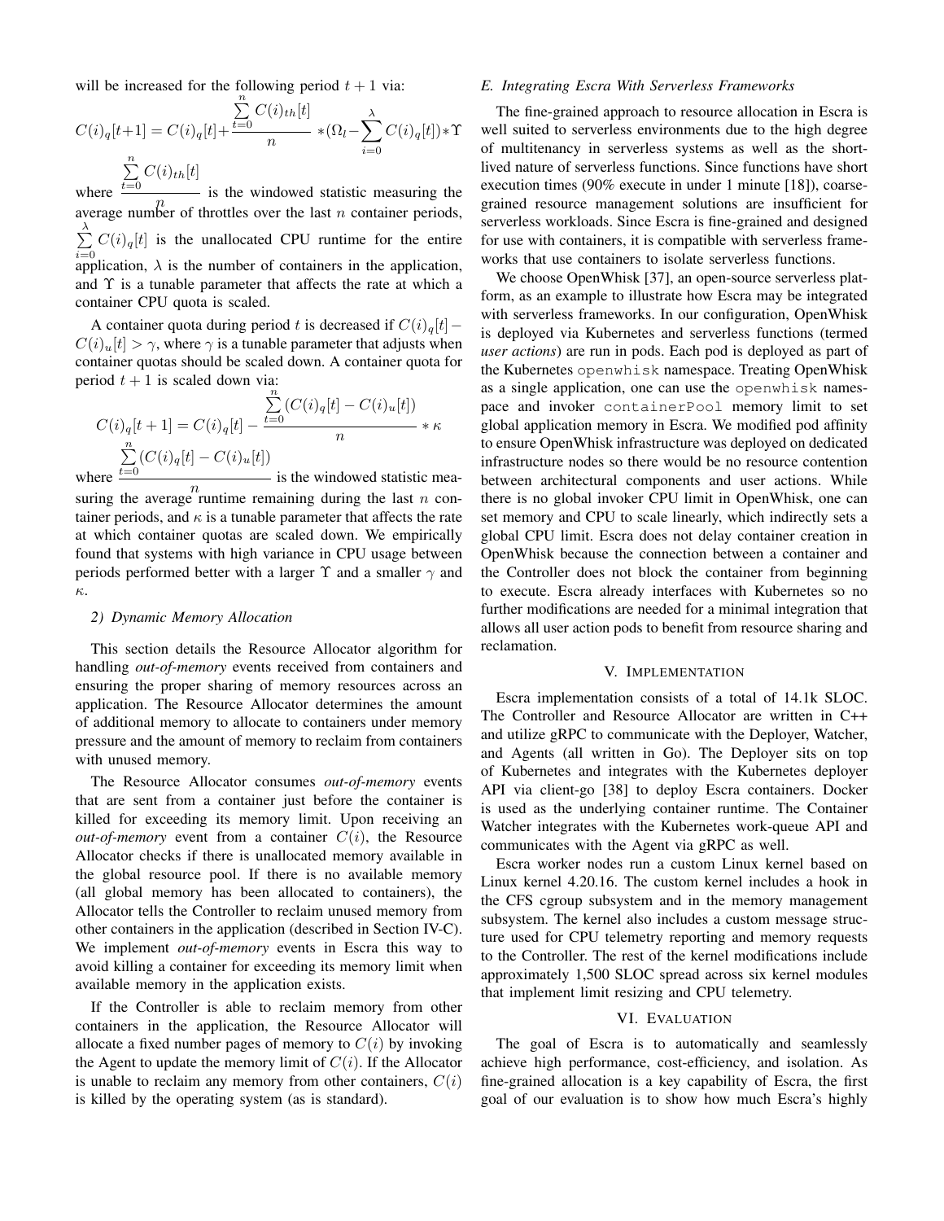will be increased for the following period $t+1$ via:

$$C(i)_q[t+1] = C(i)_q[t] + \frac{\sum_{t=0}^{n} C(i)_{th}[t]}{n} * (\Omega_l - \sum_{i=0}^{\lambda} C(i)_q[t]) * \Upsilon$$

where $\frac{\sum_{t=0}^{n} C(i)_{th}[t]}{n}$ is the windowed statistic measuring the average number of throttles over the last $n$ container periods, $\sum_{i=0}^{\lambda} C(i)_q[t]$ is the unallocated CPU runtime for the entire application, $\lambda$ is the number of containers in the application, and $\Upsilon$ is a tunable parameter that affects the rate at which a container CPU quota is scaled.

A container quota during period $t$ is decreased if $C(i)_q[t] - C(i)_u[t] > \gamma$, where $\gamma$ is a tunable parameter that adjusts when container quotas should be scaled down. A container quota for period $t+1$ is scaled down via:

$$C(i)_q[t+1] = C(i)_q[t] - \frac{\sum_{t=0}^{n} (C(i)_q[t] - C(i)_u[t])}{n} * \kappa$$

where $\frac{\sum_{t=0}^{n} (C(i)_q[t] - C(i)_u[t])}{n}$ is the windowed statistic measuring the average runtime remaining during the last $n$ container periods, and $\kappa$ is a tunable parameter that affects the rate at which container quotas are scaled down. We empirically found that systems with high variance in CPU usage between periods performed better with a larger $\Upsilon$ and a smaller $\gamma$ and $\kappa$.

#### 2) Dynamic Memory Allocation

This section details the Resource Allocator algorithm for handling *out-of-memory* events received from containers and ensuring the proper sharing of memory resources across an application. The Resource Allocator determines the amount of additional memory to allocate to containers under memory pressure and the amount of memory to reclaim from containers with unused memory.

The Resource Allocator consumes *out-of-memory* events that are sent from a container just before the container is killed for exceeding its memory limit. Upon receiving an *out-of-memory* event from a container $C(i)$, the Resource Allocator checks if there is unallocated memory available in the global resource pool. If there is no available memory (all global memory has been allocated to containers), the Allocator tells the Controller to reclaim unused memory from other containers in the application (described in Section IV-C). We implement *out-of-memory* events in Escra this way to avoid killing a container for exceeding its memory limit when available memory in the application exists.

If the Controller is able to reclaim memory from other containers in the application, the Resource Allocator will allocate a fixed number pages of memory to $C(i)$ by invoking the Agent to update the memory limit of $C(i)$. If the Allocator is unable to reclaim any memory from other containers, $C(i)$ is killed by the operating system (as is standard).

### E. Integrating Escra With Serverless Frameworks

The fine-grained approach to resource allocation in Escra is well suited to serverless environments due to the high degree of multitenancy in serverless systems as well as the short-lived nature of serverless functions. Since functions have short execution times (90% execute in under 1 minute [18]), coarse-grained resource management solutions are insufficient for serverless workloads. Since Escra is fine-grained and designed for use with containers, it is compatible with serverless frameworks that use containers to isolate serverless functions.

We choose OpenWhisk [37], an open-source serverless platform, as an example to illustrate how Escra may be integrated with serverless frameworks. In our configuration, OpenWhisk is deployed via Kubernetes and serverless functions (termed *user actions*) are run in pods. Each pod is deployed as part of the Kubernetes `openwhisk` namespace. Treating OpenWhisk as a single application, one can use the `openwhisk` namespace and invoker `containerPool` memory limit to set global application memory in Escra. We modified pod affinity to ensure OpenWhisk infrastructure was deployed on dedicated infrastructure nodes so there would be no resource contention between architectural components and user actions. While there is no global invoker CPU limit in OpenWhisk, one can set memory and CPU to scale linearly, which indirectly sets a global CPU limit. Escra does not delay container creation in OpenWhisk because the connection between a container and the Controller does not block the container from beginning to execute. Escra already interfaces with Kubernetes so no further modifications are needed for a minimal integration that allows all user action pods to benefit from resource sharing and reclamation.

## V. Implementation

Escra implementation consists of a total of 14.1k SLOC. The Controller and Resource Allocator are written in C++ and utilize gRPC to communicate with the Deployer, Watcher, and Agents (all written in Go). The Deployer sits on top of Kubernetes and integrates with the Kubernetes deployer API via client-go [38] to deploy Escra containers. Docker is used as the underlying container runtime. The Container Watcher integrates with the Kubernetes work-queue API and communicates with the Agent via gRPC as well.

Escra worker nodes run a custom Linux kernel based on Linux kernel 4.20.16. The custom kernel includes a hook in the CFS cgroup subsystem and in the memory management subsystem. The kernel also includes a custom message structure used for CPU telemetry reporting and memory requests to the Controller. The rest of the kernel modifications include approximately 1,500 SLOC spread across six kernel modules that implement limit resizing and CPU telemetry.

## VI. Evaluation

The goal of Escra is to automatically and seamlessly achieve high performance, cost-efficiency, and isolation. As fine-grained allocation is a key capability of Escra, the first goal of our evaluation is to show how much Escra's highly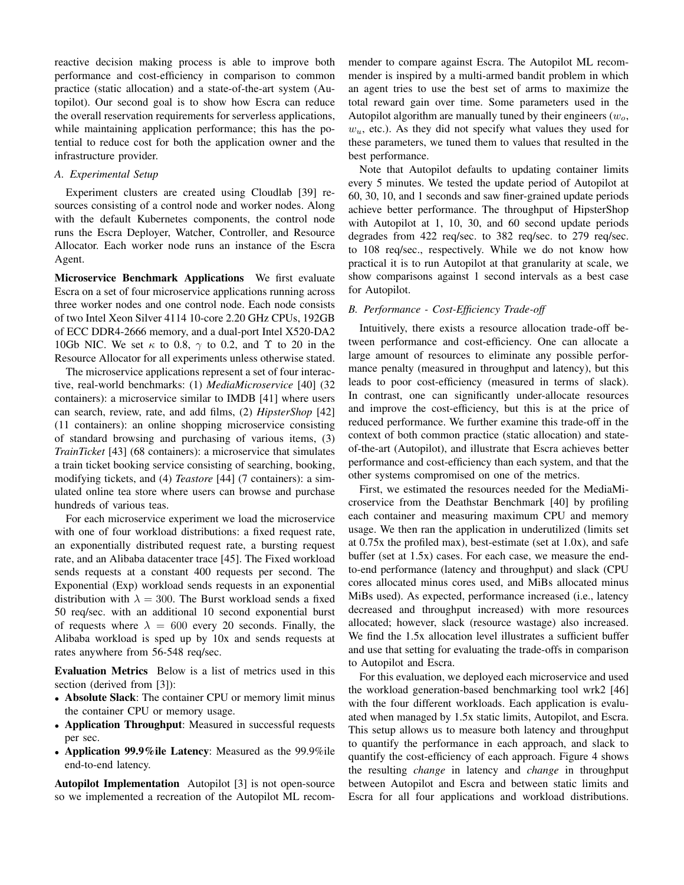reactive decision making process is able to improve both performance and cost-efficiency in comparison to common practice (static allocation) and a state-of-the-art system (Autopilot). Our second goal is to show how Escra can reduce the overall reservation requirements for serverless applications, while maintaining application performance; this has the potential to reduce cost for both the application owner and the infrastructure provider.

### A. Experimental Setup

Experiment clusters are created using Cloudlab [39] resources consisting of a control node and worker nodes. Along with the default Kubernetes components, the control node runs the Escra Deployer, Watcher, Controller, and Resource Allocator. Each worker node runs an instance of the Escra Agent.

**Microservice Benchmark Applications** We first evaluate Escra on a set of four microservice applications running across three worker nodes and one control node. Each node consists of two Intel Xeon Silver 4114 10-core 2.20 GHz CPUs, 192GB of ECC DDR4-2666 memory, and a dual-port Intel X520-DA2 10Gb NIC. We set $\kappa$ to 0.8, $\gamma$ to 0.2, and $\Upsilon$ to 20 in the Resource Allocator for all experiments unless otherwise stated.

The microservice applications represent a set of four interactive, real-world benchmarks: (1) *MediaMicroservice* [40] (32 containers): a microservice similar to IMDB [41] where users can search, review, rate, and add films, (2) *HipsterShop* [42] (11 containers): an online shopping microservice consisting of standard browsing and purchasing of various items, (3) *TrainTicket* [43] (68 containers): a microservice that simulates a train ticket booking service consisting of searching, booking, modifying tickets, and (4) *Teastore* [44] (7 containers): a simulated online tea store where users can browse and purchase hundreds of various teas.

For each microservice experiment we load the microservice with one of four workload distributions: a fixed request rate, an exponentially distributed request rate, a bursting request rate, and an Alibaba datacenter trace [45]. The Fixed workload sends requests at a constant 400 requests per second. The Exponential (Exp) workload sends requests in an exponential distribution with $\lambda = 300$. The Burst workload sends a fixed 50 req/sec. with an additional 10 second exponential burst of requests where $\lambda = 600$ every 20 seconds. Finally, the Alibaba workload is sped up by 10x and sends requests at rates anywhere from 56-548 req/sec.

**Evaluation Metrics** Below is a list of metrics used in this section (derived from [3]):

- **Absolute Slack**: The container CPU or memory limit minus the container CPU or memory usage.
- **Application Throughput**: Measured in successful requests per sec.
- **Application 99.9%ile Latency**: Measured as the 99.9%ile end-to-end latency.

**Autopilot Implementation** Autopilot [3] is not open-source so we implemented a recreation of the Autopilot ML recommender to compare against Escra. The Autopilot ML recommender is inspired by a multi-armed bandit problem in which an agent tries to use the best set of arms to maximize the total reward gain over time. Some parameters used in the Autopilot algorithm are manually tuned by their engineers ($w_o$, $w_u$, etc.). As they did not specify what values they used for these parameters, we tuned them to values that resulted in the best performance.

Note that Autopilot defaults to updating container limits every 5 minutes. We tested the update period of Autopilot at 60, 30, 10, and 1 seconds and saw finer-grained update periods achieve better performance. The throughput of HipsterShop with Autopilot at 1, 10, 30, and 60 second update periods degrades from 422 req/sec. to 382 req/sec. to 279 req/sec. to 108 req/sec., respectively. While we do not know how practical it is to run Autopilot at that granularity at scale, we show comparisons against 1 second intervals as a best case for Autopilot.

### B. Performance - Cost-Efficiency Trade-off

Intuitively, there exists a resource allocation trade-off between performance and cost-efficiency. One can allocate a large amount of resources to eliminate any possible performance penalty (measured in throughput and latency), but this leads to poor cost-efficiency (measured in terms of slack). In contrast, one can significantly under-allocate resources and improve the cost-efficiency, but this is at the price of reduced performance. We further examine this trade-off in the context of both common practice (static allocation) and state-of-the-art (Autopilot), and illustrate that Escra achieves better performance and cost-efficiency than each system, and that the other systems compromised on one of the metrics.

First, we estimated the resources needed for the MediaMicroservice from the Deathstar Benchmark [40] by profiling each container and measuring maximum CPU and memory usage. We then ran the application in underutilized (limits set at 0.75x the profiled max), best-estimate (set at 1.0x), and safe buffer (set at 1.5x) cases. For each case, we measure the end-to-end performance (latency and throughput) and slack (CPU cores allocated minus cores used, and MiBs allocated minus MiBs used). As expected, performance increased (i.e., latency decreased and throughput increased) with more resources allocated; however, slack (resource wastage) also increased. We find the 1.5x allocation level illustrates a sufficient buffer and use that setting for evaluating the trade-offs in comparison to Autopilot and Escra.

For this evaluation, we deployed each microservice and used the workload generation-based benchmarking tool wrk2 [46] with the four different workloads. Each application is evaluated when managed by 1.5x static limits, Autopilot, and Escra. This setup allows us to measure both latency and throughput to quantify the performance in each approach, and slack to quantify the cost-efficiency of each approach. Figure 4 shows the resulting *change* in latency and *change* in throughput between Autopilot and Escra and between static limits and Escra for all four applications and workload distributions.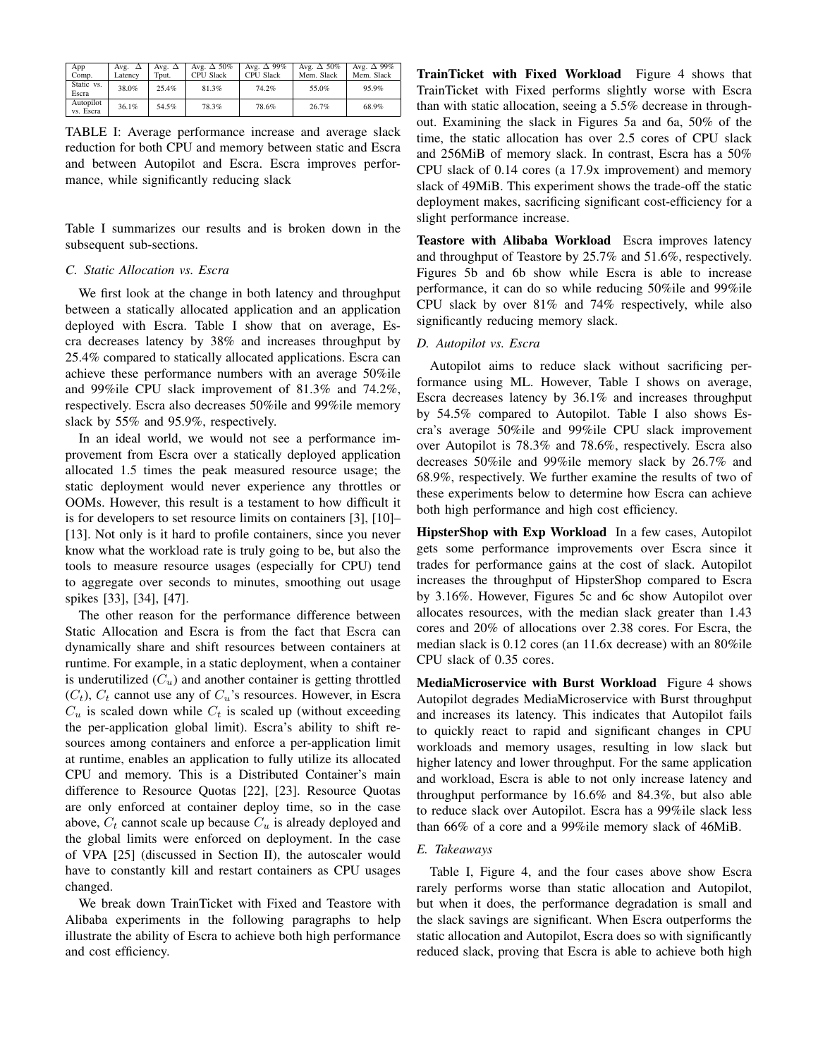| App Comp. | Avg. Δ Latency | Avg. Δ Tput. | Avg. Δ 50% CPU Slack | Avg. Δ 99% CPU Slack | Avg. Δ 50% Mem. Slack | Avg. Δ 99% Mem. Slack |
|---|---|---|---|---|---|---|
| Static vs. Escra | 38.0% | 25.4% | 81.3% | 74.2% | 55.0% | 95.9% |
| Autopilot vs. Escra | 36.1% | 54.5% | 78.3% | 78.6% | 26.7% | 68.9% |

TABLE I: Average performance increase and average slack reduction for both CPU and memory between static and Escra and between Autopilot and Escra. Escra improves performance, while significantly reducing slack

Table I summarizes our results and is broken down in the subsequent sub-sections.

### C. Static Allocation vs. Escra

We first look at the change in both latency and throughput between a statically allocated application and an application deployed with Escra. Table I show that on average, Escra decreases latency by 38% and increases throughput by 25.4% compared to statically allocated applications. Escra can achieve these performance numbers with an average 50%ile and 99%ile CPU slack improvement of 81.3% and 74.2%, respectively. Escra also decreases 50%ile and 99%ile memory slack by 55% and 95.9%, respectively.

In an ideal world, we would not see a performance improvement from Escra over a statically deployed application allocated 1.5 times the peak measured resource usage; the static deployment would never experience any throttles or OOMs. However, this result is a testament to how difficult it is for developers to set resource limits on containers [3], [10]–[13]. Not only is it hard to profile containers, since you never know what the workload rate is truly going to be, but also the tools to measure resource usages (especially for CPU) tend to aggregate over seconds to minutes, smoothing out usage spikes [33], [34], [47].

The other reason for the performance difference between Static Allocation and Escra is from the fact that Escra can dynamically share and shift resources between containers at runtime. For example, in a static deployment, when a container is underutilized ($C_u$) and another container is getting throttled ($C_t$), $C_t$ cannot use any of $C_u$'s resources. However, in Escra $C_u$ is scaled down while $C_t$ is scaled up (without exceeding the per-application global limit). Escra's ability to shift resources among containers and enforce a per-application limit at runtime, enables an application to fully utilize its allocated CPU and memory. This is a Distributed Container's main difference to Resource Quotas [22], [23]. Resource Quotas are only enforced at container deploy time, so in the case above, $C_t$ cannot scale up because $C_u$ is already deployed and the global limits were enforced on deployment. In the case of VPA [25] (discussed in Section II), the autoscaler would have to constantly kill and restart containers as CPU usages changed.

We break down TrainTicket with Fixed and Teastore with Alibaba experiments in the following paragraphs to help illustrate the ability of Escra to achieve both high performance and cost efficiency.

**TrainTicket with Fixed Workload** Figure 4 shows that TrainTicket with Fixed performs slightly worse with Escra than with static allocation, seeing a 5.5% decrease in throughput. Examining the slack in Figures 5a and 6a, 50% of the time, the static allocation has over 2.5 cores of CPU slack and 256MiB of memory slack. In contrast, Escra has a 50% CPU slack of 0.14 cores (a 17.9x improvement) and memory slack of 49MiB. This experiment shows the trade-off the static deployment makes, sacrificing significant cost-efficiency for a slight performance increase.

**Teastore with Alibaba Workload** Escra improves latency and throughput of Teastore by 25.7% and 51.6%, respectively. Figures 5b and 6b show while Escra is able to increase performance, it can do so while reducing 50%ile and 99%ile CPU slack by over 81% and 74% respectively, while also significantly reducing memory slack.

### D. Autopilot vs. Escra

Autopilot aims to reduce slack without sacrificing performance using ML. However, Table I shows on average, Escra decreases latency by 36.1% and increases throughput by 54.5% compared to Autopilot. Table I also shows Escra's average 50%ile and 99%ile CPU slack improvement over Autopilot is 78.3% and 78.6%, respectively. Escra also decreases 50%ile and 99%ile memory slack by 26.7% and 68.9%, respectively. We further examine the results of two of these experiments below to determine how Escra can achieve both high performance and high cost efficiency.

**HipsterShop with Exp Workload** In a few cases, Autopilot gets some performance improvements over Escra since it trades for performance gains at the cost of slack. Autopilot increases the throughput of HipsterShop compared to Escra by 3.16%. However, Figures 5c and 6c show Autopilot over allocates resources, with the median slack greater than 1.43 cores and 20% of allocations over 2.38 cores. For Escra, the median slack is 0.12 cores (an 11.6x decrease) with an 80%ile CPU slack of 0.35 cores.

**MediaMicroservice with Burst Workload** Figure 4 shows Autopilot degrades MediaMicroservice with Burst throughput and increases its latency. This indicates that Autopilot fails to quickly react to rapid and significant changes in CPU workloads and memory usages, resulting in low slack but higher latency and lower throughput. For the same application and workload, Escra is able to not only increase latency and throughput performance by 16.6% and 84.3%, but also able to reduce slack over Autopilot. Escra has a 99%ile slack less than 66% of a core and a 99%ile memory slack of 46MiB.

### E. Takeaways

Table I, Figure 4, and the four cases above show Escra rarely performs worse than static allocation and Autopilot, but when it does, the performance degradation is small and the slack savings are significant. When Escra outperforms the static allocation and Autopilot, Escra does so with significantly reduced slack, proving that Escra is able to achieve both high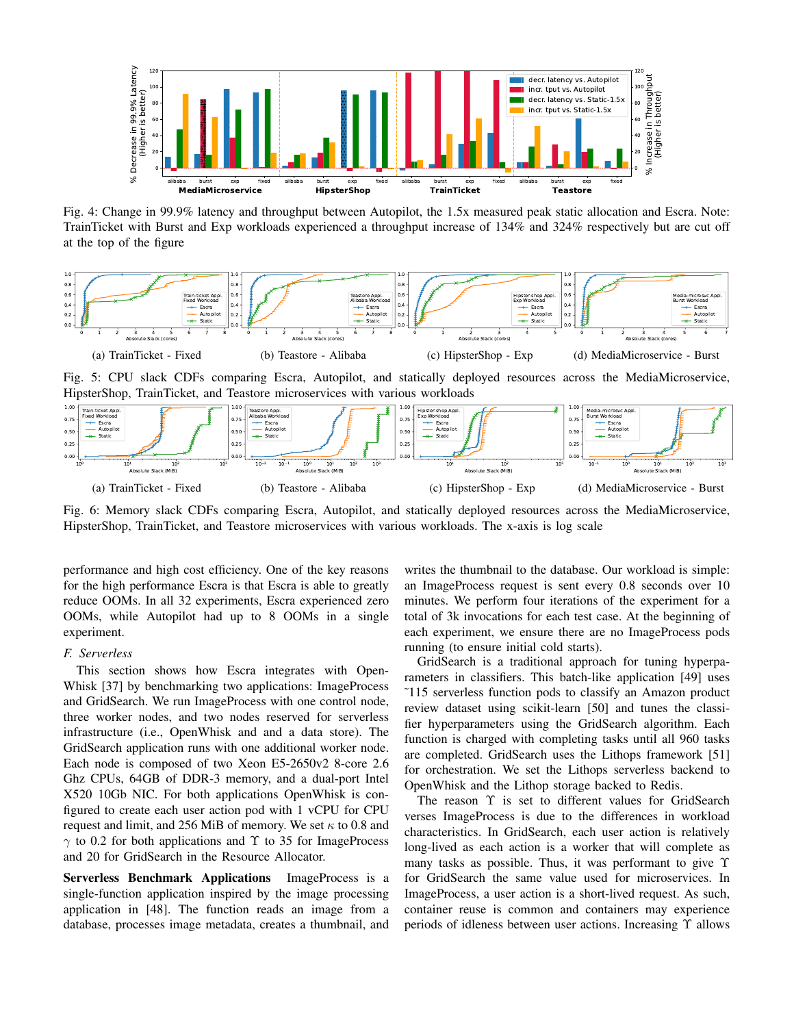Fig. 4: Change in 99.9% latency and throughput between Autopilot, the 1.5x measured peak static allocation and Escra. Note: TrainTicket with Burst and Exp workloads experienced a throughput increase of 134% and 324% respectively but are cut off at the top of the figure

(a) TrainTicket - Fixed

(b) Teastore - Alibaba

(c) HipsterShop - Exp

(d) MediaMicroservice - Burst

Fig. 5: CPU slack CDFs comparing Escra, Autopilot, and statically deployed resources across the MediaMicroservice, HipsterShop, TrainTicket, and Teastore microservices with various workloads

(a) TrainTicket - Fixed

(b) Teastore - Alibaba

(c) HipsterShop - Exp

(d) MediaMicroservice - Burst

Fig. 6: Memory slack CDFs comparing Escra, Autopilot, and statically deployed resources across the MediaMicroservice, HipsterShop, TrainTicket, and Teastore microservices with various workloads. The x-axis is log scale

performance and high cost efficiency. One of the key reasons for the high performance Escra is that Escra is able to greatly reduce OOMs. In all 32 experiments, Escra experienced zero OOMs, while Autopilot had up to 8 OOMs in a single experiment.

### F. Serverless

This section shows how Escra integrates with OpenWhisk [37] by benchmarking two applications: ImageProcess and GridSearch. We run ImageProcess with one control node, three worker nodes, and two nodes reserved for serverless infrastructure (i.e., OpenWhisk and and a data store). The GridSearch application runs with one additional worker node. Each node is composed of two Xeon E5-2650v2 8-core 2.6 Ghz CPUs, 64GB of DDR-3 memory, and a dual-port Intel X520 10Gb NIC. For both applications OpenWhisk is configured to create each user action pod with 1 vCPU for CPU request and limit, and 256 MiB of memory. We set $\kappa$ to 0.8 and $\gamma$ to 0.2 for both applications and $\Upsilon$ to 35 for ImageProcess and 20 for GridSearch in the Resource Allocator.

**Serverless Benchmark Applications** ImageProcess is a single-function application inspired by the image processing application in [48]. The function reads an image from a database, processes image metadata, creates a thumbnail, and writes the thumbnail to the database. Our workload is simple: an ImageProcess request is sent every 0.8 seconds over 10 minutes. We perform four iterations of the experiment for a total of 3k invocations for each test case. At the beginning of each experiment, we ensure there are no ImageProcess pods running (to ensure initial cold starts).

GridSearch is a traditional approach for tuning hyperparameters in classifiers. This batch-like application [49] uses ~115 serverless function pods to classify an Amazon product review dataset using scikit-learn [50] and tunes the classifier hyperparameters using the GridSearch algorithm. Each function is charged with completing tasks until all 960 tasks are completed. GridSearch uses the Lithops framework [51] for orchestration. We set the Lithops serverless backend to OpenWhisk and the Lithop storage backed to Redis.

The reason $\Upsilon$ is set to different values for GridSearch verses ImageProcess is due to the differences in workload characteristics. In GridSearch, each user action is relatively long-lived as each action is a worker that will complete as many tasks as possible. Thus, it was performant to give $\Upsilon$ for GridSearch the same value used for microservices. In ImageProcess, a user action is a short-lived request. As such, container reuse is common and containers may experience periods of idleness between user actions. Increasing $\Upsilon$ allows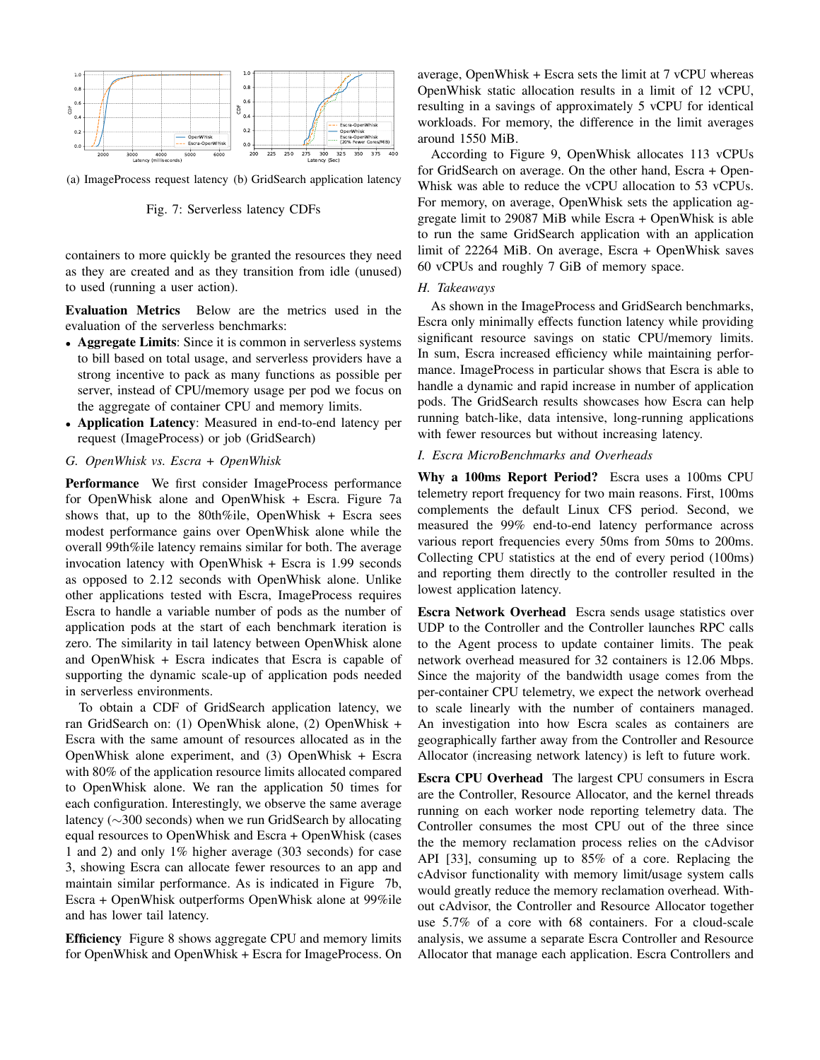(a) ImageProcess request latency (b) GridSearch application latency

Fig. 7: Serverless latency CDFs

containers to more quickly be granted the resources they need as they are created and as they transition from idle (unused) to used (running a user action).

**Evaluation Metrics** Below are the metrics used in the evaluation of the serverless benchmarks:

- **Aggregate Limits**: Since it is common in serverless systems to bill based on total usage, and serverless providers have a strong incentive to pack as many functions as possible per server, instead of CPU/memory usage per pod we focus on the aggregate of container CPU and memory limits.
- **Application Latency**: Measured in end-to-end latency per request (ImageProcess) or job (GridSearch)

### G. OpenWhisk vs. Escra + OpenWhisk

**Performance** We first consider ImageProcess performance for OpenWhisk alone and OpenWhisk + Escra. Figure 7a shows that, up to the 80th%ile, OpenWhisk + Escra sees modest performance gains over OpenWhisk alone while the overall 99th%ile latency remains similar for both. The average invocation latency with OpenWhisk + Escra is 1.99 seconds as opposed to 2.12 seconds with OpenWhisk alone. Unlike other applications tested with Escra, ImageProcess requires Escra to handle a variable number of pods as the number of application pods at the start of each benchmark iteration is zero. The similarity in tail latency between OpenWhisk alone and OpenWhisk + Escra indicates that Escra is capable of supporting the dynamic scale-up of application pods needed in serverless environments.

To obtain a CDF of GridSearch application latency, we ran GridSearch on: (1) OpenWhisk alone, (2) OpenWhisk + Escra with the same amount of resources allocated as in the OpenWhisk alone experiment, and (3) OpenWhisk + Escra with 80% of the application resource limits allocated compared to OpenWhisk alone. We ran the application 50 times for each configuration. Interestingly, we observe the same average latency (∼300 seconds) when we run GridSearch by allocating equal resources to OpenWhisk and Escra + OpenWhisk (cases 1 and 2) and only 1% higher average (303 seconds) for case 3, showing Escra can allocate fewer resources to an app and maintain similar performance. As is indicated in Figure 7b, Escra + OpenWhisk outperforms OpenWhisk alone at 99%ile and has lower tail latency.

**Efficiency** Figure 8 shows aggregate CPU and memory limits for OpenWhisk and OpenWhisk + Escra for ImageProcess. On average, OpenWhisk + Escra sets the limit at 7 vCPU whereas OpenWhisk static allocation results in a limit of 12 vCPU, resulting in a savings of approximately 5 vCPU for identical workloads. For memory, on average, the difference in the limit averages around 1550 MiB.

According to Figure 9, OpenWhisk allocates 113 vCPUs for GridSearch on average. On the other hand, Escra + OpenWhisk was able to reduce the vCPU allocation to 53 vCPUs. For memory, on average, OpenWhisk sets the application aggregate limit to 29087 MiB while Escra + OpenWhisk is able to run the same GridSearch application with an application limit of 22264 MiB. On average, Escra + OpenWhisk saves 60 vCPUs and roughly 7 GiB of memory space.

### H. Takeaways

As shown in the ImageProcess and GridSearch benchmarks, Escra only minimally effects function latency while providing significant resource savings on static CPU/memory limits. In sum, Escra increased efficiency while maintaining performance. ImageProcess in particular shows that Escra is able to handle a dynamic and rapid increase in number of application pods. The GridSearch results showcases how Escra can help running batch-like, data intensive, long-running applications with fewer resources but without increasing latency.

### I. Escra MicroBenchmarks and Overheads

**Why a 100ms Report Period?** Escra uses a 100ms CPU telemetry report frequency for two main reasons. First, 100ms complements the default Linux CFS period. Second, we measured the 99% end-to-end latency performance across various report frequencies every 50ms from 50ms to 200ms. Collecting CPU statistics at the end of every period (100ms) and reporting them directly to the controller resulted in the lowest application latency.

**Escra Network Overhead** Escra sends usage statistics over UDP to the Controller and the Controller launches RPC calls to the Agent process to update container limits. The peak network overhead measured for 32 containers is 12.06 Mbps. Since the majority of the bandwidth usage comes from the per-container CPU telemetry, we expect the network overhead to scale linearly with the number of containers managed. An investigation into how Escra scales as containers are geographically farther away from the Controller and Resource Allocator (increasing network latency) is left to future work.

**Escra CPU Overhead** The largest CPU consumers in Escra are the Controller, Resource Allocator, and the kernel threads running on each worker node reporting telemetry data. The Controller consumes the most CPU out of the three since the the memory reclamation process relies on the cAdvisor API [33], consuming up to 85% of a core. Replacing the cAdvisor functionality with memory limit/usage system calls would greatly reduce the memory reclamation overhead. Without cAdvisor, the Controller and Resource Allocator together use 5.7% of a core with 68 containers. For a cloud-scale analysis, we assume a separate Escra Controller and Resource Allocator that manage each application. Escra Controllers and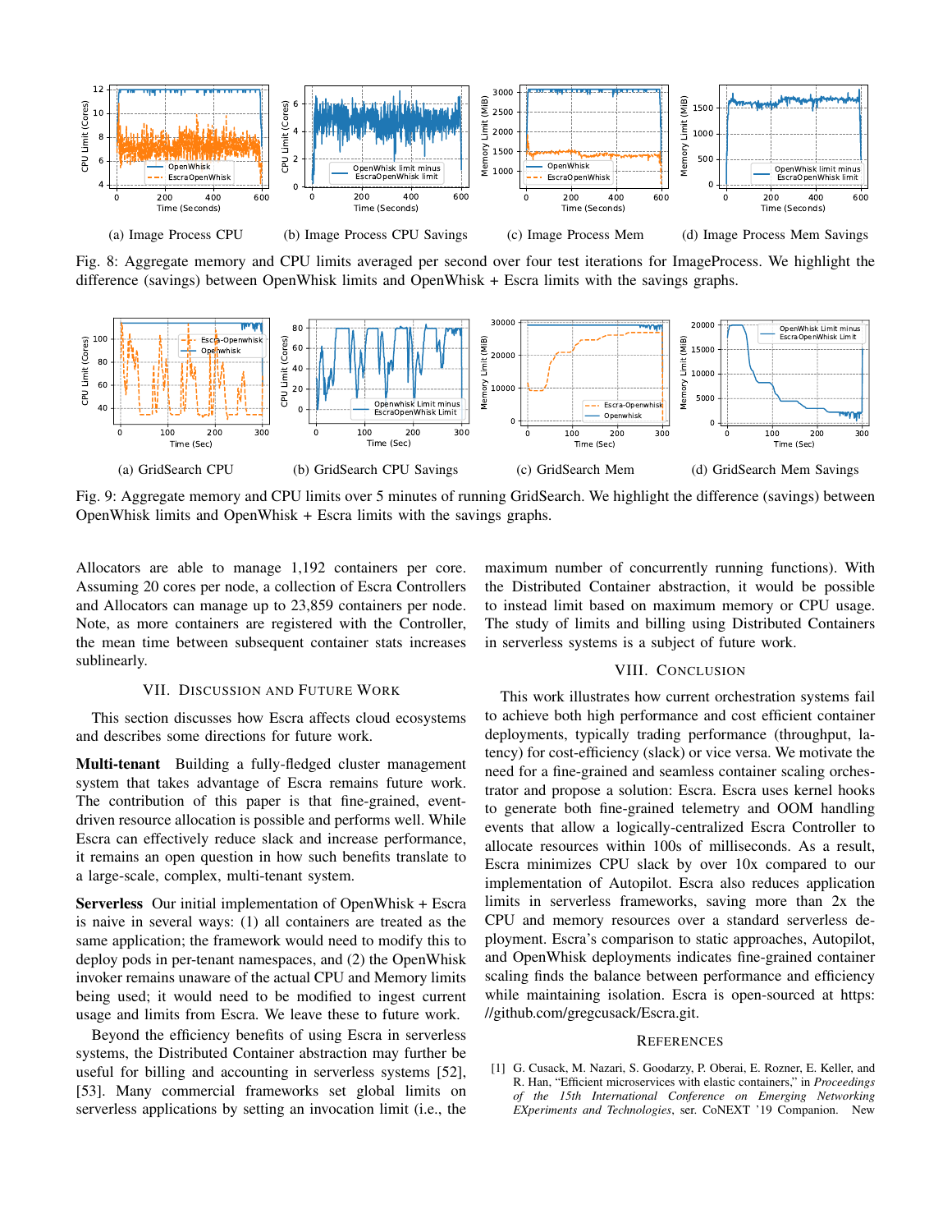(a) Image Process CPU (b) Image Process CPU Savings (c) Image Process Mem (d) Image Process Mem Savings

Fig. 8: Aggregate memory and CPU limits averaged per second over four test iterations for ImageProcess. We highlight the difference (savings) between OpenWhisk limits and OpenWhisk + Escra limits with the savings graphs.

(a) GridSearch CPU (b) GridSearch CPU Savings (c) GridSearch Mem (d) GridSearch Mem Savings

Fig. 9: Aggregate memory and CPU limits over 5 minutes of running GridSearch. We highlight the difference (savings) between OpenWhisk limits and OpenWhisk + Escra limits with the savings graphs.

Allocators are able to manage 1,192 containers per core. Assuming 20 cores per node, a collection of Escra Controllers and Allocators can manage up to 23,859 containers per node. Note, as more containers are registered with the Controller, the mean time between subsequent container stats increases sublinearly.

## VII. Discussion and Future Work

This section discusses how Escra affects cloud ecosystems and describes some directions for future work.

**Multi-tenant** Building a fully-fledged cluster management system that takes advantage of Escra remains future work. The contribution of this paper is that fine-grained, event-driven resource allocation is possible and performs well. While Escra can effectively reduce slack and increase performance, it remains an open question in how such benefits translate to a large-scale, complex, multi-tenant system.

**Serverless** Our initial implementation of OpenWhisk + Escra is naive in several ways: (1) all containers are treated as the same application; the framework would need to modify this to deploy pods in per-tenant namespaces, and (2) the OpenWhisk invoker remains unaware of the actual CPU and Memory limits being used; it would need to be modified to ingest current usage and limits from Escra. We leave these to future work.

Beyond the efficiency benefits of using Escra in serverless systems, the Distributed Container abstraction may further be useful for billing and accounting in serverless systems [52], [53]. Many commercial frameworks set global limits on serverless applications by setting an invocation limit (i.e., the maximum number of concurrently running functions). With the Distributed Container abstraction, it would be possible to instead limit based on maximum memory or CPU usage. The study of limits and billing using Distributed Containers in serverless systems is a subject of future work.

## VIII. Conclusion

This work illustrates how current orchestration systems fail to achieve both high performance and cost efficient container deployments, typically trading performance (throughput, latency) for cost-efficiency (slack) or vice versa. We motivate the need for a fine-grained and seamless container scaling orchestrator and propose a solution: Escra. Escra uses kernel hooks to generate both fine-grained telemetry and OOM handling events that allow a logically-centralized Escra Controller to allocate resources within 100s of milliseconds. As a result, Escra minimizes CPU slack by over 10x compared to our implementation of Autopilot. Escra also reduces application limits in serverless frameworks, saving more than 2x the CPU and memory resources over a standard serverless deployment. Escra's comparison to static approaches, Autopilot, and OpenWhisk deployments indicates fine-grained container scaling finds the balance between performance and efficiency while maintaining isolation. Escra is open-sourced at https://github.com/gregcusack/Escra.git.

## References

[1] G. Cusack, M. Nazari, S. Goodarzy, P. Oberai, E. Rozner, E. Keller, and R. Han, "Efficient microservices with elastic containers," in *Proceedings of the 15th International Conference on Emerging Networking EXperiments and Technologies*, ser. CoNEXT '19 Companion. New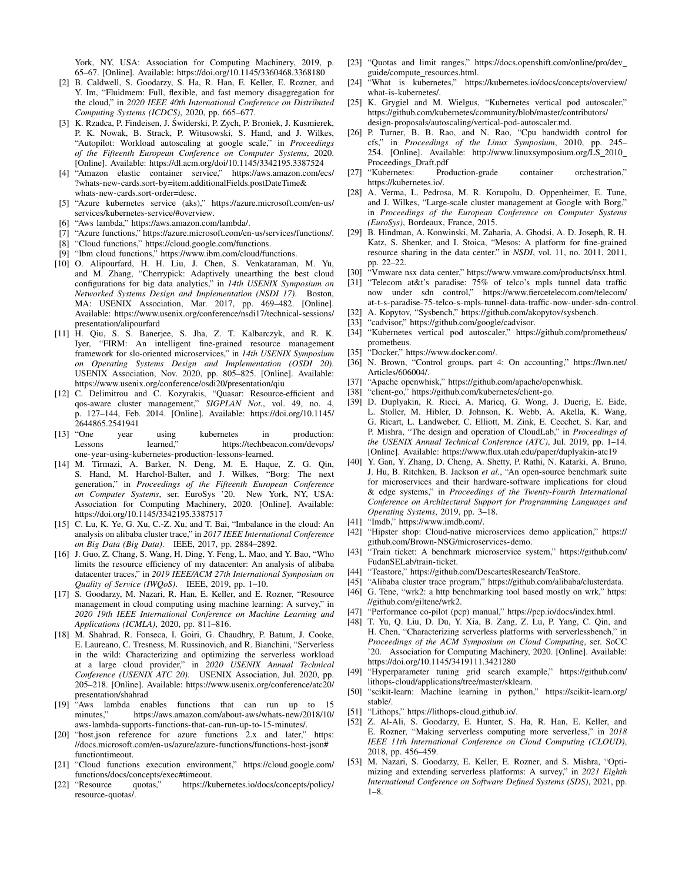York, NY, USA: Association for Computing Machinery, 2019, p. 65–67. [Online]. Available: https://doi.org/10.1145/3360468.3368180

[2] B. Caldwell, S. Goodarzy, S. Ha, R. Han, E. Keller, E. Rozner, and Y. Im, "Fluidmem: Full, flexible, and fast memory disaggregation for the cloud," in *2020 IEEE 40th International Conference on Distributed Computing Systems (ICDCS)*, 2020, pp. 665–677.

[3] K. Rzadca, P. Findeisen, J. Świderski, P. Zych, P. Broniek, J. Kusmierek, P. K. Nowak, B. Strack, P. Witusowski, S. Hand, and J. Wilkes, "Autopilot: Workload autoscaling at google scale," in *Proceedings of the Fifteenth European Conference on Computer Systems*, 2020. [Online]. Available: https://dl.acm.org/doi/10.1145/3342195.3387524

[4] "Amazon elastic container service," https://aws.amazon.com/ecs/?whats-new-cards.sort-by=item.additionalFields.postDateTime&whats-new-cards.sort-order=desc.

[5] "Azure kubernetes service (aks)," https://azure.microsoft.com/en-us/services/kubernetes-service/#overview.

[6] "Aws lambda," https://aws.amazon.com/lambda/.

[7] "Azure functions," https://azure.microsoft.com/en-us/services/functions/.

[8] "Cloud functions," https://cloud.google.com/functions.

[9] "Ibm cloud functions," https://www.ibm.com/cloud/functions.

[10] O. Alipourfard, H. H. Liu, J. Chen, S. Venkataraman, M. Yu, and M. Zhang, "Cherrypick: Adaptively unearthing the best cloud configurations for big data analytics," in *14th USENIX Symposium on Networked Systems Design and Implementation (NSDI 17)*. Boston, MA: USENIX Association, Mar. 2017, pp. 469–482. [Online]. Available: https://www.usenix.org/conference/nsdi17/technical-sessions/presentation/alipourfard

[11] H. Qiu, S. S. Banerjee, S. Jha, Z. T. Kalbarczyk, and R. K. Iyer, "FIRM: An intelligent fine-grained resource management framework for slo-oriented microservices," in *14th USENIX Symposium on Operating Systems Design and Implementation (OSDI 20)*. USENIX Association, Nov. 2020, pp. 805–825. [Online]. Available: https://www.usenix.org/conference/osdi20/presentation/qiu

[12] C. Delimitrou and C. Kozyrakis, "Quasar: Resource-efficient and qos-aware cluster management," *SIGPLAN Not.*, vol. 49, no. 4, p. 127–144, Feb. 2014. [Online]. Available: https://doi.org/10.1145/2644865.2541941

[13] "One year using kubernetes in production: Lessons learned," https://techbeacon.com/devops/one-year-using-kubernetes-production-lessons-learned.

[14] M. Tirmazi, A. Barker, N. Deng, M. E. Haque, Z. G. Qin, S. Hand, M. Harchol-Balter, and J. Wilkes, "Borg: The next generation," in *Proceedings of the Fifteenth European Conference on Computer Systems*, ser. EuroSys '20. New York, NY, USA: Association for Computing Machinery, 2020. [Online]. Available: https://doi.org/10.1145/3342195.3387517

[15] C. Lu, K. Ye, G. Xu, C.-Z. Xu, and T. Bai, "Imbalance in the cloud: An analysis on alibaba cluster trace," in *2017 IEEE International Conference on Big Data (Big Data)*. IEEE, 2017, pp. 2884–2892.

[16] J. Guo, Z. Chang, S. Wang, H. Ding, Y. Feng, L. Mao, and Y. Bao, "Who limits the resource efficiency of my datacenter: An analysis of alibaba datacenter traces," in *2019 IEEE/ACM 27th International Symposium on Quality of Service (IWQoS)*. IEEE, 2019, pp. 1–10.

[17] S. Goodarzy, M. Nazari, R. Han, E. Keller, and E. Rozner, "Resource management in cloud computing using machine learning: A survey," in *2020 19th IEEE International Conference on Machine Learning and Applications (ICMLA)*, 2020, pp. 811–816.

[18] M. Shahrad, R. Fonseca, I. Goiri, G. Chaudhry, P. Batum, J. Cooke, E. Laureano, C. Tresness, M. Russinovich, and R. Bianchini, "Serverless in the wild: Characterizing and optimizing the serverless workload at a large cloud provider," in *2020 USENIX Annual Technical Conference (USENIX ATC 20)*. USENIX Association, Jul. 2020, pp. 205–218. [Online]. Available: https://www.usenix.org/conference/atc20/presentation/shahrad

[19] "Aws lambda enables functions that can run up to 15 minutes," https://aws.amazon.com/about-aws/whats-new/2018/10/aws-lambda-supports-functions-that-can-run-up-to-15-minutes/.

[20] "host.json reference for azure functions 2.x and later," https://docs.microsoft.com/en-us/azure/azure-functions/functions-host-json#functiontimeout.

[21] "Cloud functions execution environment," https://cloud.google.com/functions/docs/concepts/exec#timeout.

[22] "Resource quotas," https://kubernetes.io/docs/concepts/policy/resource-quotas/.

[23] "Quotas and limit ranges," https://docs.openshift.com/online/pro/dev_guide/compute_resources.html.

[24] "What is kubernetes," https://kubernetes.io/docs/concepts/overview/what-is-kubernetes/.

[25] K. Grygiel and M. Wielgus, "Kubernetes vertical pod autoscaler," https://github.com/kubernetes/community/blob/master/contributors/design-proposals/autoscaling/vertical-pod-autoscaler.md.

[26] P. Turner, B. B. Rao, and N. Rao, "Cpu bandwidth control for cfs," in *Proceedings of the Linux Symposium*, 2010, pp. 245–254. [Online]. Available: http://www.linuxsymposium.org/LS_2010_Proceedings_Draft.pdf

[27] "Kubernetes: Production-grade container orchestration," https://kubernetes.io/.

[28] A. Verma, L. Pedrosa, M. R. Korupolu, D. Oppenheimer, E. Tune, and J. Wilkes, "Large-scale cluster management at Google with Borg," in *Proceedings of the European Conference on Computer Systems (EuroSys)*, Bordeaux, France, 2015.

[29] B. Hindman, A. Konwinski, M. Zaharia, A. Ghodsi, A. D. Joseph, R. H. Katz, S. Shenker, and I. Stoica, "Mesos: A platform for fine-grained resource sharing in the data center." in *NSDI*, vol. 11, no. 2011, 2011, pp. 22–22.

[30] "Vmware nsx data center," https://www.vmware.com/products/nsx.html.

[31] "Telecom at&t's paradise: 75% of telco's mpls tunnel data traffic now under sdn control," https://www.fiercetelecom.com/telecom/at-t-s-paradise-75-telco-s-mpls-tunnel-data-traffic-now-under-sdn-control.

[32] A. Kopytov, "Sysbench," https://github.com/akopytov/sysbench.

[33] "cadvisor," https://github.com/google/cadvisor.

[34] "Kubernetes vertical pod autoscaler," https://github.com/prometheus/prometheus.

[35] "Docker," https://www.docker.com/.

[36] N. Brown, "Control groups, part 4: On accounting," https://lwn.net/Articles/606004/.

[37] "Apache openwhisk," https://github.com/apache/openwhisk.

[38] "client-go," https://github.com/kubernetes/client-go.

[39] D. Duplyakin, R. Ricci, A. Maricq, G. Wong, J. Duerig, E. Eide, L. Stoller, M. Hibler, D. Johnson, K. Webb, A. Akella, K. Wang, G. Ricart, L. Landweber, C. Elliott, M. Zink, E. Cecchet, S. Kar, and P. Mishra, "The design and operation of CloudLab," in *Proceedings of the USENIX Annual Technical Conference (ATC)*, Jul. 2019, pp. 1–14. [Online]. Available: https://www.flux.utah.edu/paper/duplyakin-atc19

[40] Y. Gan, Y. Zhang, D. Cheng, A. Shetty, P. Rathi, N. Katarki, A. Bruno, J. Hu, B. Ritchken, B. Jackson *et al.*, "An open-source benchmark suite for microservices and their hardware-software implications for cloud & edge systems," in *Proceedings of the Twenty-Fourth International Conference on Architectural Support for Programming Languages and Operating Systems*, 2019, pp. 3–18.

[41] "Imdb," https://www.imdb.com/.

[42] "Hipster shop: Cloud-native microservices demo application," https://github.com/Brown-NSG/microservices-demo.

[43] "Train ticket: A benchmark microservice system," https://github.com/FudanSELab/train-ticket.

[44] "Teastore," https://github.com/DescartesResearch/TeaStore.

[45] "Alibaba cluster trace program," https://github.com/alibaba/clusterdata.

[46] G. Tene, "wrk2: a http benchmarking tool based mostly on wrk," https://github.com/giltene/wrk2.

[47] "Performance co-pilot (pcp) manual," https://pcp.io/docs/index.html.

[48] T. Yu, Q. Liu, D. Du, Y. Xia, B. Zang, Z. Lu, P. Yang, C. Qin, and H. Chen, "Characterizing serverless platforms with serverlessbench," in *Proceedings of the ACM Symposium on Cloud Computing*, ser. SoCC '20. Association for Computing Machinery, 2020. [Online]. Available: https://doi.org/10.1145/3419111.3421280

[49] "Hyperparameter tuning grid search example," https://github.com/lithops-cloud/applications/tree/master/sklearn.

[50] "scikit-learn: Machine learning in python," https://scikit-learn.org/stable/.

[51] "Lithops," https://lithops-cloud.github.io/.

[52] Z. Al-Ali, S. Goodarzy, E. Hunter, S. Ha, R. Han, E. Keller, and E. Rozner, "Making serverless computing more serverless," in *2018 IEEE 11th International Conference on Cloud Computing (CLOUD)*, 2018, pp. 456–459.

[53] M. Nazari, S. Goodarzy, E. Keller, E. Rozner, and S. Mishra, "Optimizing and extending serverless platforms: A survey," in *2021 Eighth International Conference on Software Defined Systems (SDS)*, 2021, pp. 1–8.